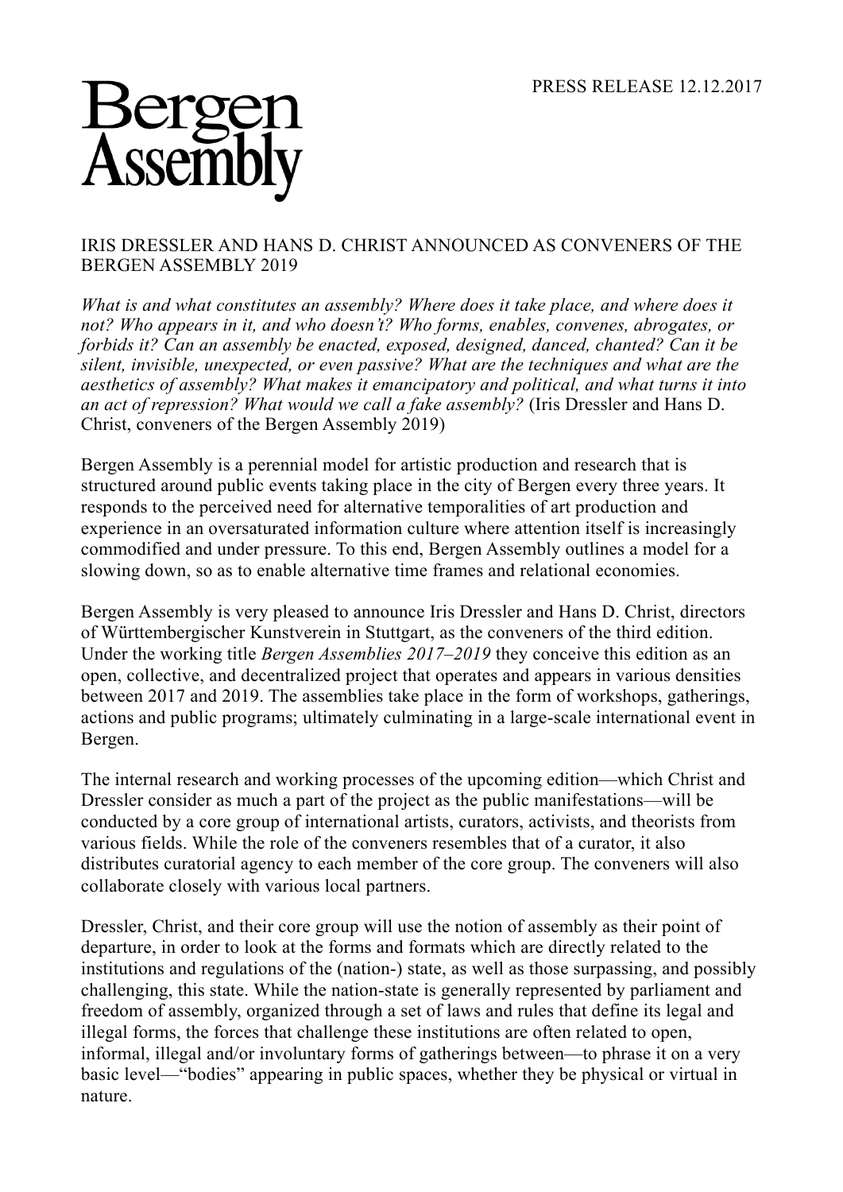PRESS RELEASE 12.12.2017

# Bergen Assembly

## IRIS DRESSLER AND HANS D. CHRIST ANNOUNCED AS CONVENERS OF THE BERGEN ASSEMBLY 2019

*What is and what constitutes an assembly? Where does it take place, and where does it not? Who appears in it, and who doesn't? Who forms, enables, convenes, abrogates, or forbids it? Can an assembly be enacted, exposed, designed, danced, chanted? Can it be silent, invisible, unexpected, or even passive? What are the techniques and what are the aesthetics of assembly? What makes it emancipatory and political, and what turns it into an act of repression? What would we call a fake assembly?* (Iris Dressler and Hans D. Christ, conveners of the Bergen Assembly 2019)

Bergen Assembly is a perennial model for artistic production and research that is structured around public events taking place in the city of Bergen every three years. It responds to the perceived need for alternative temporalities of art production and experience in an oversaturated information culture where attention itself is increasingly commodified and under pressure. To this end, Bergen Assembly outlines a model for a slowing down, so as to enable alternative time frames and relational economies.

Bergen Assembly is very pleased to announce Iris Dressler and Hans D. Christ, directors of Württembergischer Kunstverein in Stuttgart, as the conveners of the third edition. Under the working title *Bergen Assemblies 2017–2019* they conceive this edition as an open, collective, and decentralized project that operates and appears in various densities between 2017 and 2019. The assemblies take place in the form of workshops, gatherings, actions and public programs; ultimately culminating in a large-scale international event in Bergen.

The internal research and working processes of the upcoming edition—which Christ and Dressler consider as much a part of the project as the public manifestations—will be conducted by a core group of international artists, curators, activists, and theorists from various fields. While the role of the conveners resembles that of a curator, it also distributes curatorial agency to each member of the core group. The conveners will also collaborate closely with various local partners.

Dressler, Christ, and their core group will use the notion of assembly as their point of departure, in order to look at the forms and formats which are directly related to the institutions and regulations of the (nation-) state, as well as those surpassing, and possibly challenging, this state. While the nation-state is generally represented by parliament and freedom of assembly, organized through a set of laws and rules that define its legal and illegal forms, the forces that challenge these institutions are often related to open, informal, illegal and/or involuntary forms of gatherings between—to phrase it on a very basic level—"bodies" appearing in public spaces, whether they be physical or virtual in nature.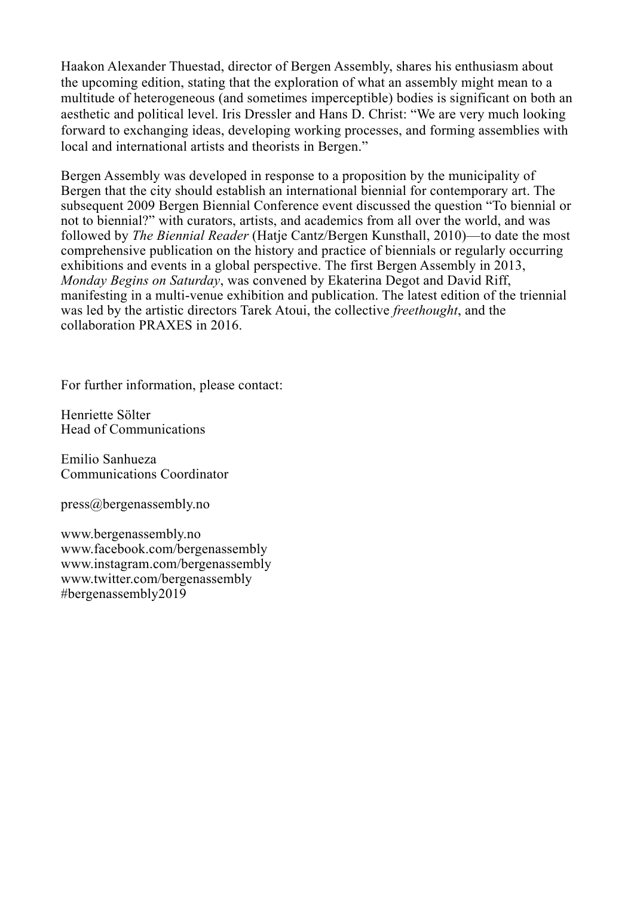Haakon Alexander Thuestad, director of Bergen Assembly, shares his enthusiasm about the upcoming edition, stating that the exploration of what an assembly might mean to a multitude of heterogeneous (and sometimes imperceptible) bodies is significant on both an aesthetic and political level. Iris Dressler and Hans D. Christ: "We are very much looking forward to exchanging ideas, developing working processes, and forming assemblies with local and international artists and theorists in Bergen."

Bergen Assembly was developed in response to a proposition by the municipality of Bergen that the city should establish an international biennial for contemporary art. The subsequent 2009 Bergen Biennial Conference event discussed the question "To biennial or not to biennial?" with curators, artists, and academics from all over the world, and was followed by *The Biennial Reader* (Hatje Cantz/Bergen Kunsthall, 2010)—to date the most comprehensive publication on the history and practice of biennials or regularly occurring exhibitions and events in a global perspective. The first Bergen Assembly in 2013, *Monday Begins on Saturday*, was convened by Ekaterina Degot and David Riff, manifesting in a multi-venue exhibition and publication. The latest edition of the triennial was led by the artistic directors Tarek Atoui, the collective *freethought*, and the collaboration PRAXES in 2016.

For further information, please contact:

Henriette Sölter
Head of Communications

Emilio Sanhueza
Communications Coordinator

press@bergenassembly.no

www.bergenassembly.no
www.facebook.com/bergenassembly
www.instagram.com/bergenassembly
www.twitter.com/bergenassembly
#bergenassembly2019